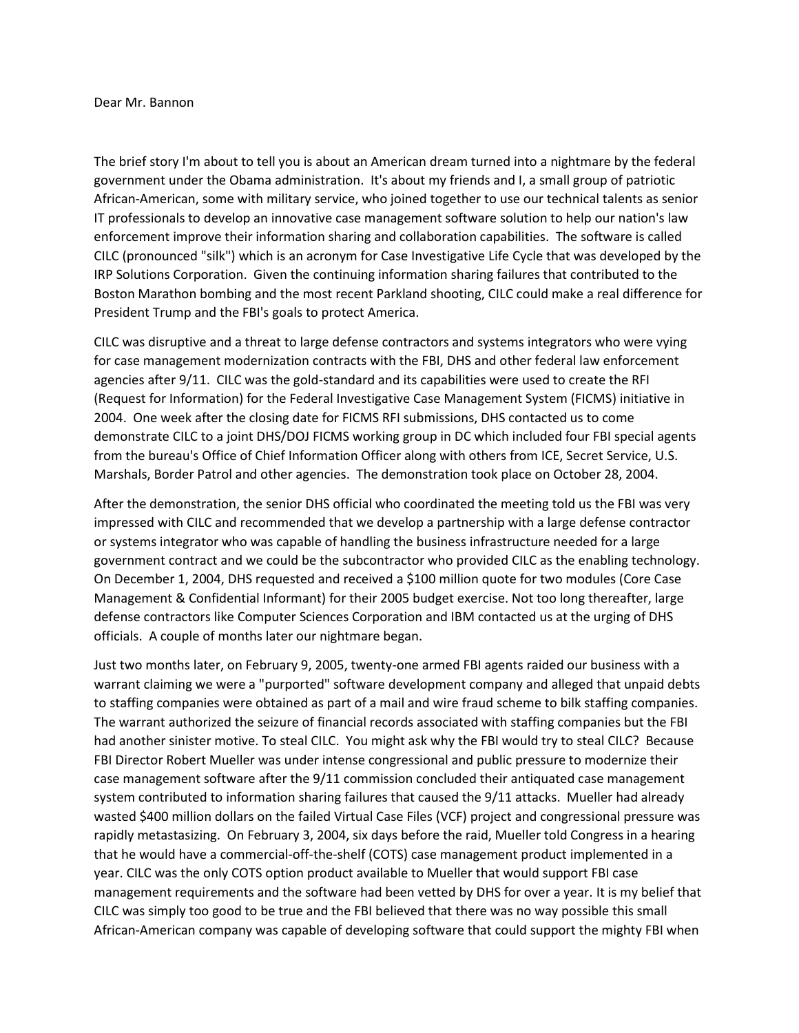Dear Mr. Bannon

The brief story I'm about to tell you is about an American dream turned into a nightmare by the federal government under the Obama administration. It's about my friends and I, a small group of patriotic African-American, some with military service, who joined together to use our technical talents as senior IT professionals to develop an innovative case management software solution to help our nation's law enforcement improve their information sharing and collaboration capabilities. The software is called CILC (pronounced "silk") which is an acronym for Case Investigative Life Cycle that was developed by the IRP Solutions Corporation. Given the continuing information sharing failures that contributed to the Boston Marathon bombing and the most recent Parkland shooting, CILC could make a real difference for President Trump and the FBI's goals to protect America.

CILC was disruptive and a threat to large defense contractors and systems integrators who were vying for case management modernization contracts with the FBI, DHS and other federal law enforcement agencies after 9/11. CILC was the gold-standard and its capabilities were used to create the RFI (Request for Information) for the Federal Investigative Case Management System (FICMS) initiative in 2004. One week after the closing date for FICMS RFI submissions, DHS contacted us to come demonstrate CILC to a joint DHS/DOJ FICMS working group in DC which included four FBI special agents from the bureau's Office of Chief Information Officer along with others from ICE, Secret Service, U.S. Marshals, Border Patrol and other agencies. The demonstration took place on October 28, 2004.

After the demonstration, the senior DHS official who coordinated the meeting told us the FBI was very impressed with CILC and recommended that we develop a partnership with a large defense contractor or systems integrator who was capable of handling the business infrastructure needed for a large government contract and we could be the subcontractor who provided CILC as the enabling technology. On December 1, 2004, DHS requested and received a $100 million quote for two modules (Core Case Management & Confidential Informant) for their 2005 budget exercise. Not too long thereafter, large defense contractors like Computer Sciences Corporation and IBM contacted us at the urging of DHS officials. A couple of months later our nightmare began.

Just two months later, on February 9, 2005, twenty-one armed FBI agents raided our business with a warrant claiming we were a "purported" software development company and alleged that unpaid debts to staffing companies were obtained as part of a mail and wire fraud scheme to bilk staffing companies. The warrant authorized the seizure of financial records associated with staffing companies but the FBI had another sinister motive. To steal CILC. You might ask why the FBI would try to steal CILC? Because FBI Director Robert Mueller was under intense congressional and public pressure to modernize their case management software after the 9/11 commission concluded their antiquated case management system contributed to information sharing failures that caused the 9/11 attacks. Mueller had already wasted $400 million dollars on the failed Virtual Case Files (VCF) project and congressional pressure was rapidly metastasizing. On February 3, 2004, six days before the raid, Mueller told Congress in a hearing that he would have a commercial-off-the-shelf (COTS) case management product implemented in a year. CILC was the only COTS option product available to Mueller that would support FBI case management requirements and the software had been vetted by DHS for over a year. It is my belief that CILC was simply too good to be true and the FBI believed that there was no way possible this small African-American company was capable of developing software that could support the mighty FBI when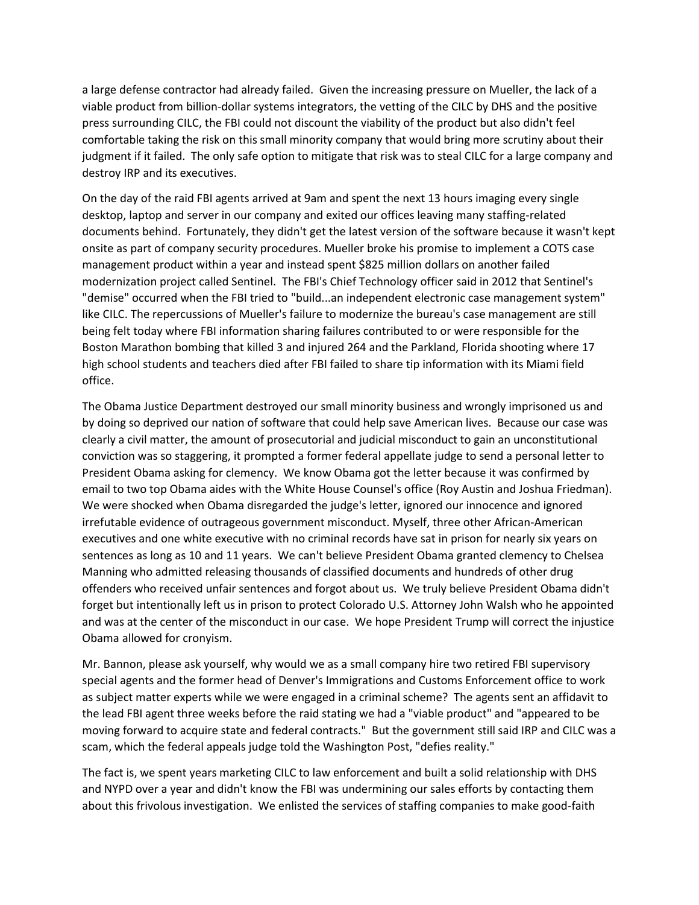a large defense contractor had already failed. Given the increasing pressure on Mueller, the lack of a viable product from billion-dollar systems integrators, the vetting of the CILC by DHS and the positive press surrounding CILC, the FBI could not discount the viability of the product but also didn't feel comfortable taking the risk on this small minority company that would bring more scrutiny about their judgment if it failed. The only safe option to mitigate that risk was to steal CILC for a large company and destroy IRP and its executives.

On the day of the raid FBI agents arrived at 9am and spent the next 13 hours imaging every single desktop, laptop and server in our company and exited our offices leaving many staffing-related documents behind. Fortunately, they didn't get the latest version of the software because it wasn't kept onsite as part of company security procedures. Mueller broke his promise to implement a COTS case management product within a year and instead spent $825 million dollars on another failed modernization project called Sentinel. The FBI's Chief Technology officer said in 2012 that Sentinel's "demise" occurred when the FBI tried to "build...an independent electronic case management system" like CILC. The repercussions of Mueller's failure to modernize the bureau's case management are still being felt today where FBI information sharing failures contributed to or were responsible for the Boston Marathon bombing that killed 3 and injured 264 and the Parkland, Florida shooting where 17 high school students and teachers died after FBI failed to share tip information with its Miami field office.

The Obama Justice Department destroyed our small minority business and wrongly imprisoned us and by doing so deprived our nation of software that could help save American lives. Because our case was clearly a civil matter, the amount of prosecutorial and judicial misconduct to gain an unconstitutional conviction was so staggering, it prompted a former federal appellate judge to send a personal letter to President Obama asking for clemency. We know Obama got the letter because it was confirmed by email to two top Obama aides with the White House Counsel's office (Roy Austin and Joshua Friedman). We were shocked when Obama disregarded the judge's letter, ignored our innocence and ignored irrefutable evidence of outrageous government misconduct. Myself, three other African-American executives and one white executive with no criminal records have sat in prison for nearly six years on sentences as long as 10 and 11 years. We can't believe President Obama granted clemency to Chelsea Manning who admitted releasing thousands of classified documents and hundreds of other drug offenders who received unfair sentences and forgot about us. We truly believe President Obama didn't forget but intentionally left us in prison to protect Colorado U.S. Attorney John Walsh who he appointed and was at the center of the misconduct in our case. We hope President Trump will correct the injustice Obama allowed for cronyism.

Mr. Bannon, please ask yourself, why would we as a small company hire two retired FBI supervisory special agents and the former head of Denver's Immigrations and Customs Enforcement office to work as subject matter experts while we were engaged in a criminal scheme? The agents sent an affidavit to the lead FBI agent three weeks before the raid stating we had a "viable product" and "appeared to be moving forward to acquire state and federal contracts." But the government still said IRP and CILC was a scam, which the federal appeals judge told the Washington Post, "defies reality."

The fact is, we spent years marketing CILC to law enforcement and built a solid relationship with DHS and NYPD over a year and didn't know the FBI was undermining our sales efforts by contacting them about this frivolous investigation. We enlisted the services of staffing companies to make good-faith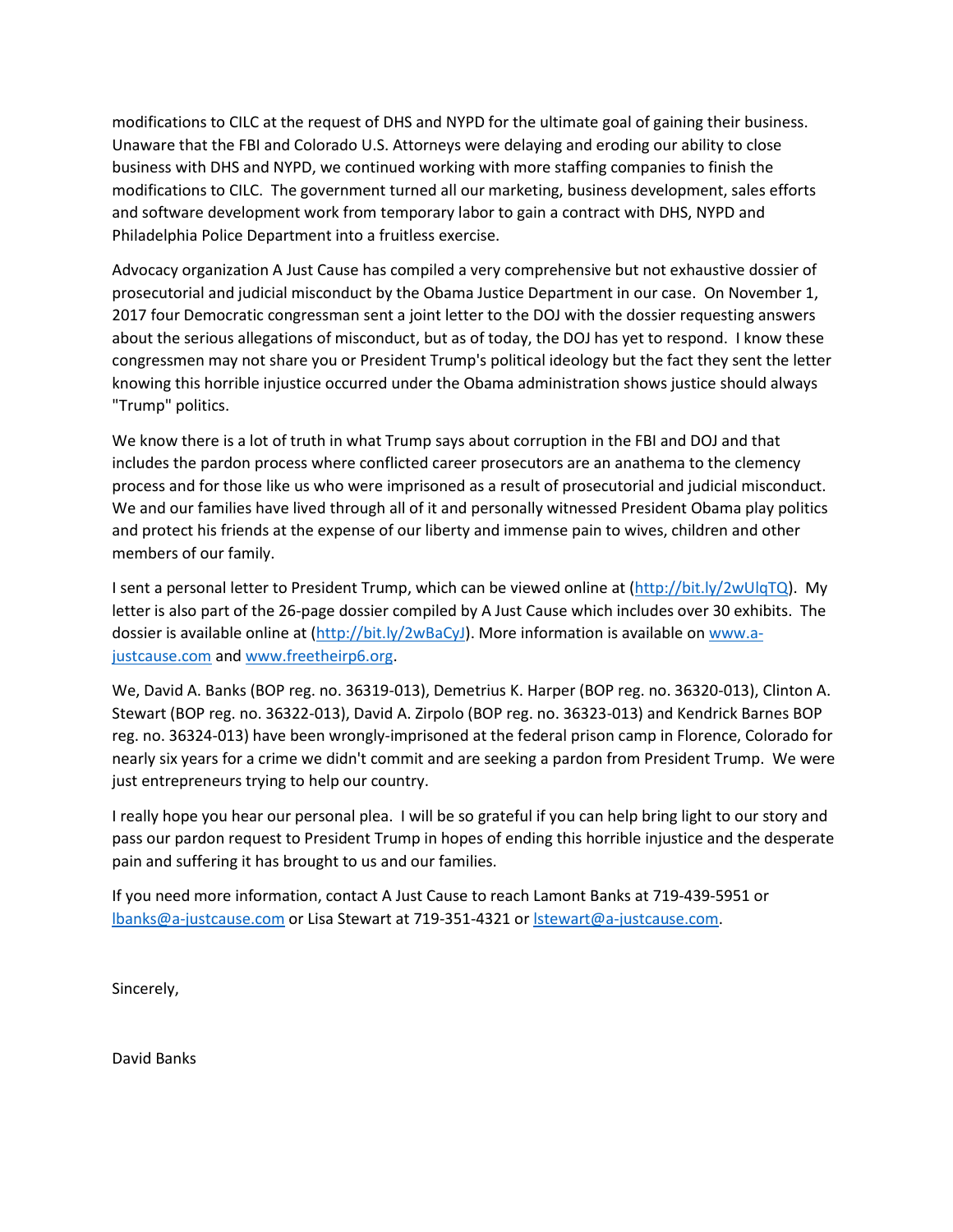modifications to CILC at the request of DHS and NYPD for the ultimate goal of gaining their business. Unaware that the FBI and Colorado U.S. Attorneys were delaying and eroding our ability to close business with DHS and NYPD, we continued working with more staffing companies to finish the modifications to CILC. The government turned all our marketing, business development, sales efforts and software development work from temporary labor to gain a contract with DHS, NYPD and Philadelphia Police Department into a fruitless exercise.

Advocacy organization A Just Cause has compiled a very comprehensive but not exhaustive dossier of prosecutorial and judicial misconduct by the Obama Justice Department in our case. On November 1, 2017 four Democratic congressman sent a joint letter to the DOJ with the dossier requesting answers about the serious allegations of misconduct, but as of today, the DOJ has yet to respond. I know these congressmen may not share you or President Trump's political ideology but the fact they sent the letter knowing this horrible injustice occurred under the Obama administration shows justice should always "Trump" politics.

We know there is a lot of truth in what Trump says about corruption in the FBI and DOJ and that includes the pardon process where conflicted career prosecutors are an anathema to the clemency process and for those like us who were imprisoned as a result of prosecutorial and judicial misconduct. We and our families have lived through all of it and personally witnessed President Obama play politics and protect his friends at the expense of our liberty and immense pain to wives, children and other members of our family.

I sent a personal letter to President Trump, which can be viewed online at (http://bit.ly/2wUlqTQ). My letter is also part of the 26-page dossier compiled by A Just Cause which includes over 30 exhibits. The dossier is available online at (http://bit.ly/2wBaCyJ). More information is available on www.a-justcause.com and www.freetheirp6.org.

We, David A. Banks (BOP reg. no. 36319-013), Demetrius K. Harper (BOP reg. no. 36320-013), Clinton A. Stewart (BOP reg. no. 36322-013), David A. Zirpolo (BOP reg. no. 36323-013) and Kendrick Barnes BOP reg. no. 36324-013) have been wrongly-imprisoned at the federal prison camp in Florence, Colorado for nearly six years for a crime we didn't commit and are seeking a pardon from President Trump. We were just entrepreneurs trying to help our country.

I really hope you hear our personal plea. I will be so grateful if you can help bring light to our story and pass our pardon request to President Trump in hopes of ending this horrible injustice and the desperate pain and suffering it has brought to us and our families.

If you need more information, contact A Just Cause to reach Lamont Banks at 719-439-5951 or lbanks@a-justcause.com or Lisa Stewart at 719-351-4321 or lstewart@a-justcause.com.

Sincerely,

David Banks